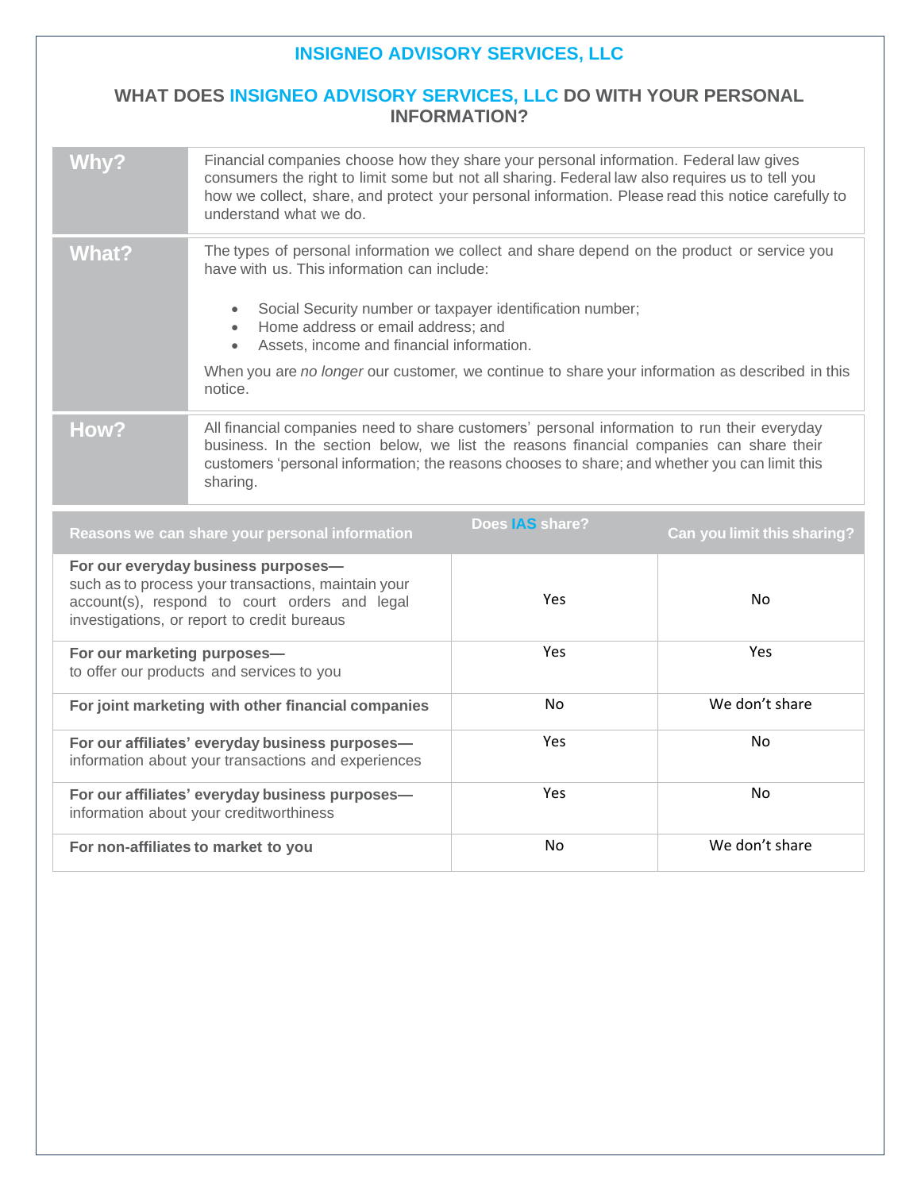# INSIGNEO ADVISORY SERVICES, LLC

## WHAT DOES INSIGNEO ADVISORY SERVICES, LLC DO WITH YOUR PERSONAL INFORMATION?

| | |
|---|---|
| **Why?** | Financial companies choose how they share your personal information. Federal law gives consumers the right to limit some but not all sharing. Federal law also requires us to tell you how we collect, share, and protect your personal information. Please read this notice carefully to understand what we do. |
| **What?** | The types of personal information we collect and share depend on the product or service you have with us. This information can include:<br><br>• Social Security number or taxpayer identification number;<br>• Home address or email address; and<br>• Assets, income and financial information.<br><br>When you are *no longer* our customer, we continue to share your information as described in this notice. |
| **How?** | All financial companies need to share customers' personal information to run their everyday business. In the section below, we list the reasons financial companies can share their customers 'personal information; the reasons chooses to share; and whether you can limit this sharing. |

| Reasons we can share your personal information | Does IAS share? | Can you limit this sharing? |
|---|---|---|
| **For our everyday business purposes—** such as to process your transactions, maintain your account(s), respond to court orders and legal investigations, or report to credit bureaus | Yes | No |
| **For our marketing purposes—** to offer our products and services to you | Yes | Yes |
| **For joint marketing with other financial companies** | No | We don't share |
| **For our affiliates' everyday business purposes—** information about your transactions and experiences | Yes | No |
| **For our affiliates' everyday business purposes—** information about your creditworthiness | Yes | No |
| **For non-affiliates to market to you** | No | We don't share |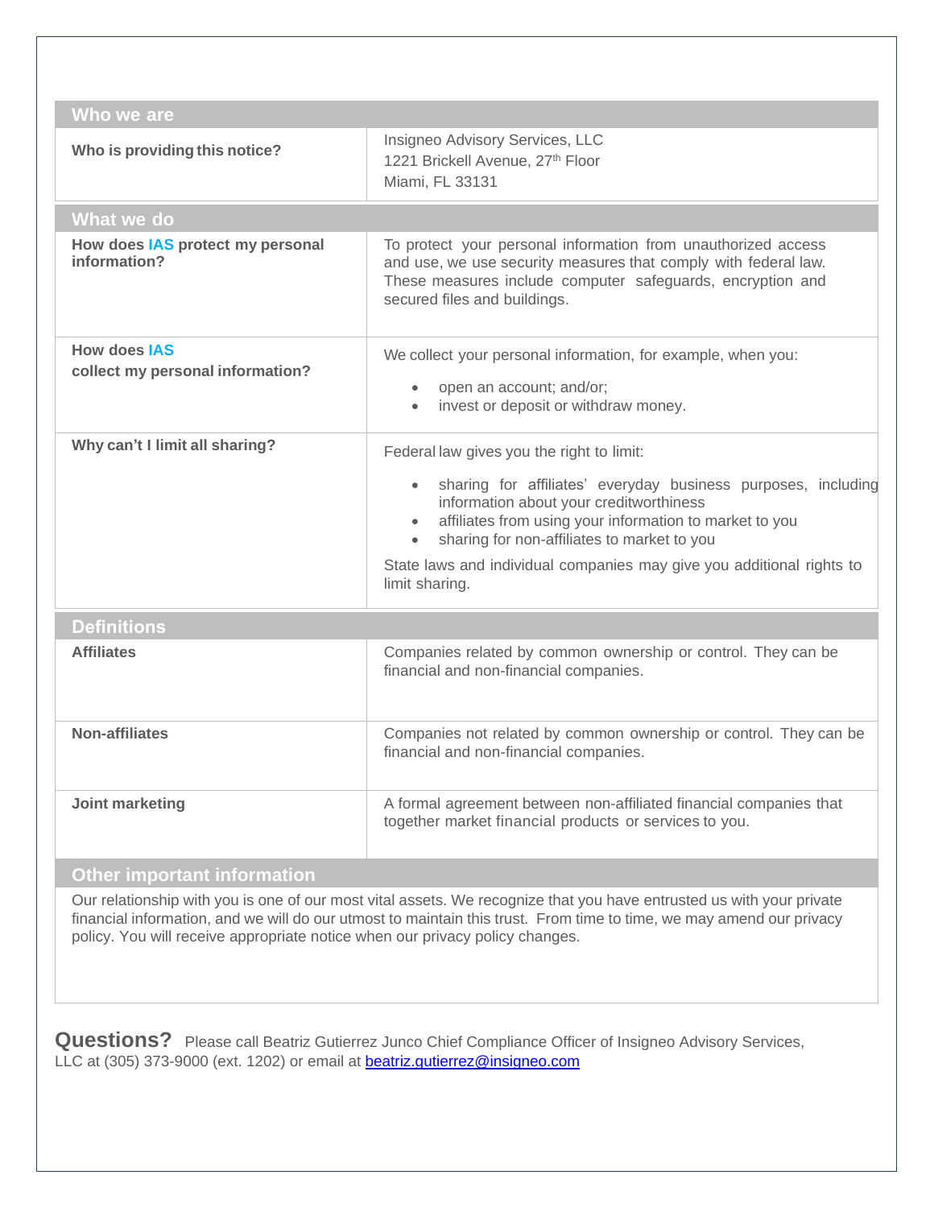| Who we are | |
|---|---|
| **Who is providing this notice?** | Insigneo Advisory Services, LLC<br>1221 Brickell Avenue, 27th Floor<br>Miami, FL 33131 |

| What we do | |
|---|---|
| **How does IAS protect my personal information?** | To protect your personal information from unauthorized access and use, we use security measures that comply with federal law. These measures include computer safeguards, encryption and secured files and buildings. |
| **How does IAS collect my personal information?** | We collect your personal information, for example, when you:<br>• open an account; and/or;<br>• invest or deposit or withdraw money. |
| **Why can't I limit all sharing?** | Federal law gives you the right to limit:<br>• sharing for affiliates' everyday business purposes, including information about your creditworthiness<br>• affiliates from using your information to market to you<br>• sharing for non-affiliates to market to you<br>State laws and individual companies may give you additional rights to limit sharing. |

| Definitions | |
|---|---|
| **Affiliates** | Companies related by common ownership or control. They can be financial and non-financial companies. |
| **Non-affiliates** | Companies not related by common ownership or control. They can be financial and non-financial companies. |
| **Joint marketing** | A formal agreement between non-affiliated financial companies that together market financial products or services to you. |

## Other important information

Our relationship with you is one of our most vital assets. We recognize that you have entrusted us with your private financial information, and we will do our utmost to maintain this trust. From time to time, we may amend our privacy policy. You will receive appropriate notice when our privacy policy changes.

**Questions?** Please call Beatriz Gutierrez Junco Chief Compliance Officer of Insigneo Advisory Services, LLC at (305) 373-9000 (ext. 1202) or email at beatriz.gutierrez@insigneo.com